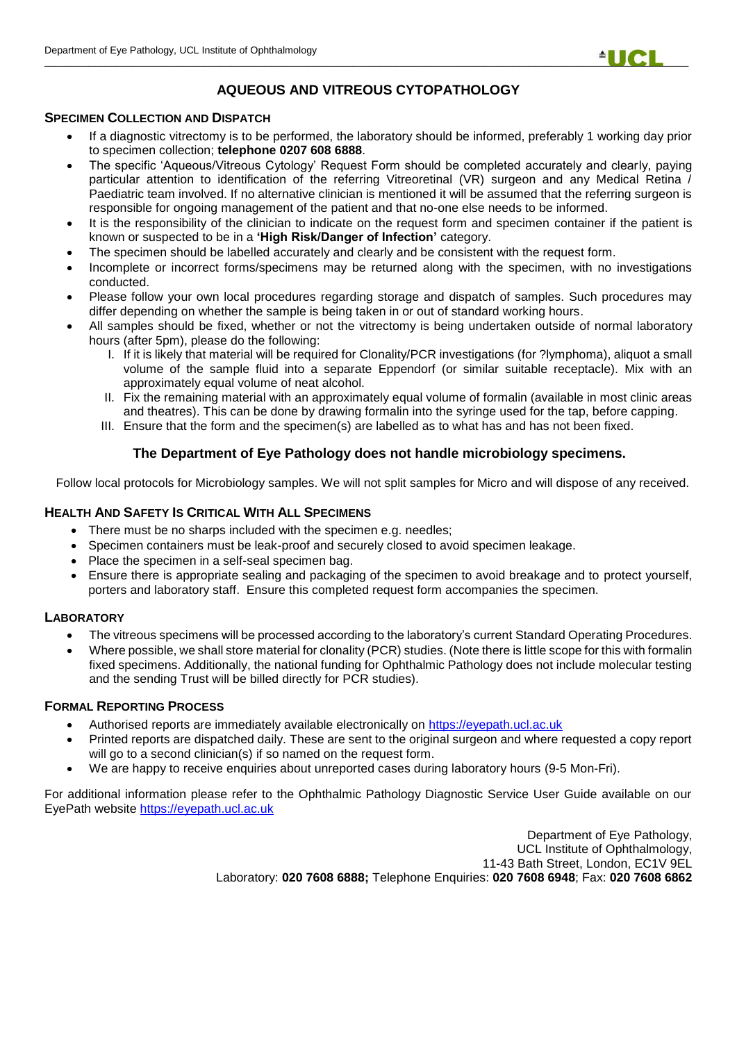# AQUEOUS AND VITREOUS CYTOPATHOLOGY

## SPECIMEN COLLECTION AND DISPATCH

- If a diagnostic vitrectomy is to be performed, the laboratory should be informed, preferably 1 working day prior to specimen collection; **telephone 0207 608 6888**.
- The specific 'Aqueous/Vitreous Cytology' Request Form should be completed accurately and clearly, paying particular attention to identification of the referring Vitreoretinal (VR) surgeon and any Medical Retina / Paediatric team involved. If no alternative clinician is mentioned it will be assumed that the referring surgeon is responsible for ongoing management of the patient and that no-one else needs to be informed.
- It is the responsibility of the clinician to indicate on the request form and specimen container if the patient is known or suspected to be in a **'High Risk/Danger of Infection'** category.
- The specimen should be labelled accurately and clearly and be consistent with the request form.
- Incomplete or incorrect forms/specimens may be returned along with the specimen, with no investigations conducted.
- Please follow your own local procedures regarding storage and dispatch of samples. Such procedures may differ depending on whether the sample is being taken in or out of standard working hours.
- All samples should be fixed, whether or not the vitrectomy is being undertaken outside of normal laboratory hours (after 5pm), please do the following:
  - I. If it is likely that material will be required for Clonality/PCR investigations (for ?lymphoma), aliquot a small volume of the sample fluid into a separate Eppendorf (or similar suitable receptacle). Mix with an approximately equal volume of neat alcohol.
  - II. Fix the remaining material with an approximately equal volume of formalin (available in most clinic areas and theatres). This can be done by drawing formalin into the syringe used for the tap, before capping.
  - III. Ensure that the form and the specimen(s) are labelled as to what has and has not been fixed.

**The Department of Eye Pathology does not handle microbiology specimens.**

Follow local protocols for Microbiology samples. We will not split samples for Micro and will dispose of any received.

## HEALTH AND SAFETY IS CRITICAL WITH ALL SPECIMENS

- There must be no sharps included with the specimen e.g. needles;
- Specimen containers must be leak-proof and securely closed to avoid specimen leakage.
- Place the specimen in a self-seal specimen bag.
- Ensure there is appropriate sealing and packaging of the specimen to avoid breakage and to protect yourself, porters and laboratory staff. Ensure this completed request form accompanies the specimen.

## LABORATORY

- The vitreous specimens will be processed according to the laboratory's current Standard Operating Procedures.
- Where possible, we shall store material for clonality (PCR) studies. (Note there is little scope for this with formalin fixed specimens. Additionally, the national funding for Ophthalmic Pathology does not include molecular testing and the sending Trust will be billed directly for PCR studies).

## FORMAL REPORTING PROCESS

- Authorised reports are immediately available electronically on https://eyepath.ucl.ac.uk
- Printed reports are dispatched daily. These are sent to the original surgeon and where requested a copy report will go to a second clinician(s) if so named on the request form.
- We are happy to receive enquiries about unreported cases during laboratory hours (9-5 Mon-Fri).

For additional information please refer to the Ophthalmic Pathology Diagnostic Service User Guide available on our EyePath website https://eyepath.ucl.ac.uk

Department of Eye Pathology,
UCL Institute of Ophthalmology,
11-43 Bath Street, London, EC1V 9EL
Laboratory: **020 7608 6888;** Telephone Enquiries: **020 7608 6948**; Fax: **020 7608 6862**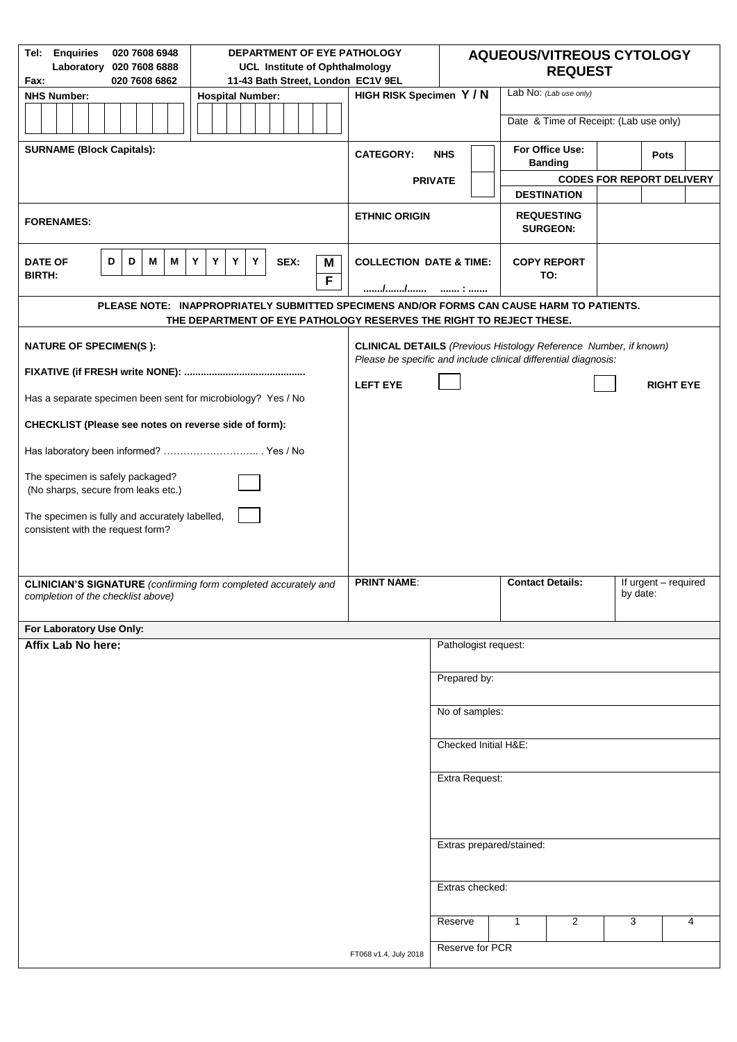| | | |
|---|---|---|
| Tel: Enquiries 020 7608 6948<br>Laboratory 020 7608 6888<br>Fax: 020 7608 6862 | **DEPARTMENT OF EYE PATHOLOGY**<br>**UCL Institute of Ophthalmology**<br>**11-43 Bath Street, London EC1V 9EL** | **AQUEOUS/VITREOUS CYTOLOGY REQUEST** |

| | | | | | |
|---|---|---|---|---|---|
| **NHS Number:** | **Hospital Number:** | **HIGH RISK Specimen Y / N** | | Lab No: *(Lab use only)*<br><br>Date & Time of Receipt: (Lab use only) | |
| **SURNAME (Block Capitals):** | | **CATEGORY:** **NHS** | | **For Office Use: Banding** | **Pots** |
| | | **PRIVATE** | | **CODES FOR REPORT DELIVERY** | |
| | | | | **DESTINATION** | |
| **FORENAMES:** | | **ETHNIC ORIGIN** | | **REQUESTING SURGEON:** | |
| **DATE OF BIRTH:** D D M M Y Y Y Y | **SEX:** M F | **COLLECTION DATE & TIME:**<br>……/……/…… …… : …… | | **COPY REPORT TO:** | |

**PLEASE NOTE: INAPPROPRIATELY SUBMITTED SPECIMENS AND/OR FORMS CAN CAUSE HARM TO PATIENTS. THE DEPARTMENT OF EYE PATHOLOGY RESERVES THE RIGHT TO REJECT THESE.**

**NATURE OF SPECIMEN(S ):**

**FIXATIVE (if FRESH write NONE): ……………………………………**

Has a separate specimen been sent for microbiology? Yes / No

**CHECKLIST (Please see notes on reverse side of form):**

Has laboratory been informed? ……………………… . Yes / No

The specimen is safely packaged? (No sharps, secure from leaks etc.) ☐

The specimen is fully and accurately labelled, consistent with the request form? ☐

**CLINICAL DETAILS** *(Previous Histology Reference Number, if known)*
*Please be specific and include clinical differential diagnosis:*

**LEFT EYE** ☐ ☐ **RIGHT EYE**

| | | | |
|---|---|---|---|
| **CLINICIAN'S SIGNATURE** *(confirming form completed accurately and completion of the checklist above)* | **PRINT NAME**: | **Contact Details:** | If urgent – required by date: |

**For Laboratory Use Only:**

**Affix Lab No here:**

| | | | | |
|---|---|---|---|---|
| Pathologist request: | | | | |
| Prepared by: | | | | |
| No of samples: | | | | |
| Checked Initial H&E: | | | | |
| Extra Request: | | | | |
| Extras prepared/stained: | | | | |
| Extras checked: | | | | |
| Reserve | 1 | 2 | 3 | 4 |
| Reserve for PCR | | | | |

FT068 v1.4, July 2018